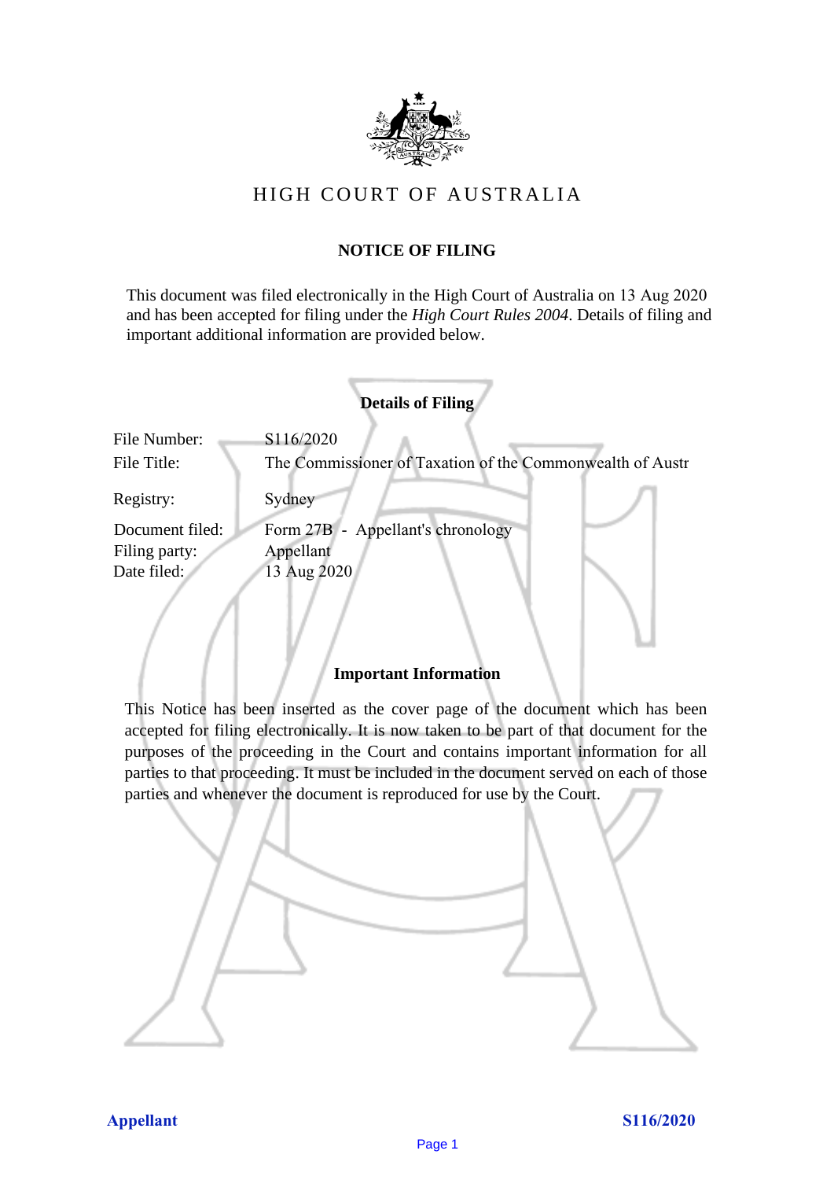# HIGH COURT OF AUSTRALIA

## NOTICE OF FILING

This document was filed electronically in the High Court of Australia on 13 Aug 2020 and has been accepted for filing under the *High Court Rules 2004*. Details of filing and important additional information are provided below.

### Details of Filing

| | |
|---|---|
| File Number: | S116/2020 |
| File Title: | The Commissioner of Taxation of the Commonwealth of Austr |
| Registry: | Sydney |
| Document filed: | Form 27B - Appellant's chronology |
| Filing party: | Appellant |
| Date filed: | 13 Aug 2020 |

### Important Information

This Notice has been inserted as the cover page of the document which has been accepted for filing electronically. It is now taken to be part of that document for the purposes of the proceeding in the Court and contains important information for all parties to that proceeding. It must be included in the document served on each of those parties and whenever the document is reproduced for use by the Court.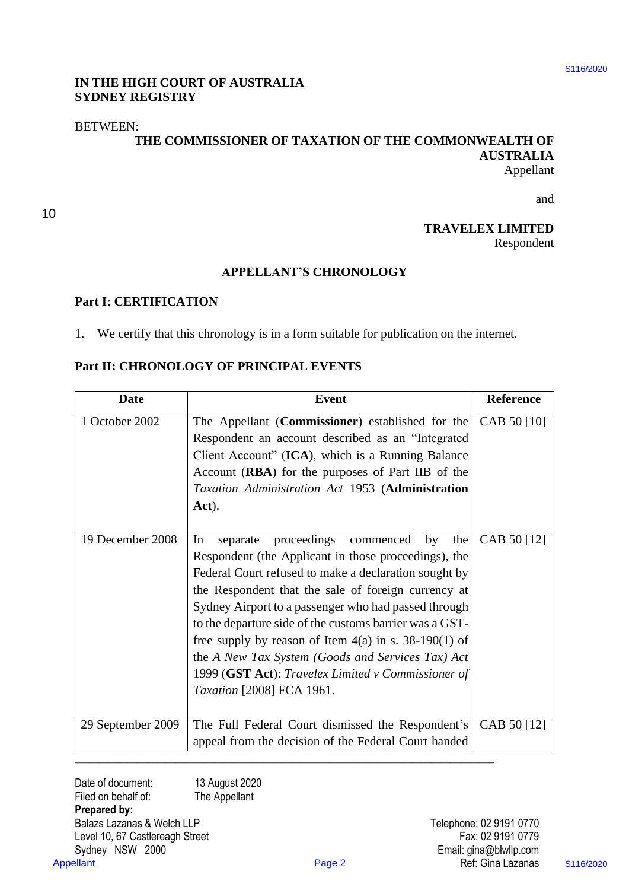**IN THE HIGH COURT OF AUSTRALIA**
**SYDNEY REGISTRY**

BETWEEN:

**THE COMMISSIONER OF TAXATION OF THE COMMONWEALTH OF AUSTRALIA**
Appellant

and

**TRAVELEX LIMITED**
Respondent

## APPELLANT'S CHRONOLOGY

### Part I: CERTIFICATION

1. We certify that this chronology is in a form suitable for publication on the internet.

### Part II: CHRONOLOGY OF PRINCIPAL EVENTS

| Date | Event | Reference |
|---|---|---|
| 1 October 2002 | The Appellant (**Commissioner**) established for the Respondent an account described as an "Integrated Client Account" (**ICA**), which is a Running Balance Account (**RBA**) for the purposes of Part IIB of the *Taxation Administration Act* 1953 (**Administration Act**). | CAB 50 [10] |
| 19 December 2008 | In separate proceedings commenced by the Respondent (the Applicant in those proceedings), the Federal Court refused to make a declaration sought by the Respondent that the sale of foreign currency at Sydney Airport to a passenger who had passed through to the departure side of the customs barrier was a GST-free supply by reason of Item 4(a) in s. 38-190(1) of the *A New Tax System (Goods and Services Tax) Act* 1999 (**GST Act**): *Travelex Limited v Commissioner of Taxation* [2008] FCA 1961. | CAB 50 [12] |
| 29 September 2009 | The Full Federal Court dismissed the Respondent's appeal from the decision of the Federal Court handed | CAB 50 [12] |

Date of document: 13 August 2020
Filed on behalf of: The Appellant
**Prepared by:**
Balazs Lazanas & Welch LLP
Level 10, 67 Castlereagh Street
Sydney NSW 2000

Telephone: 02 9191 0770
Fax: 02 9191 0779
Email: gina@blwllp.com
Ref: Gina Lazanas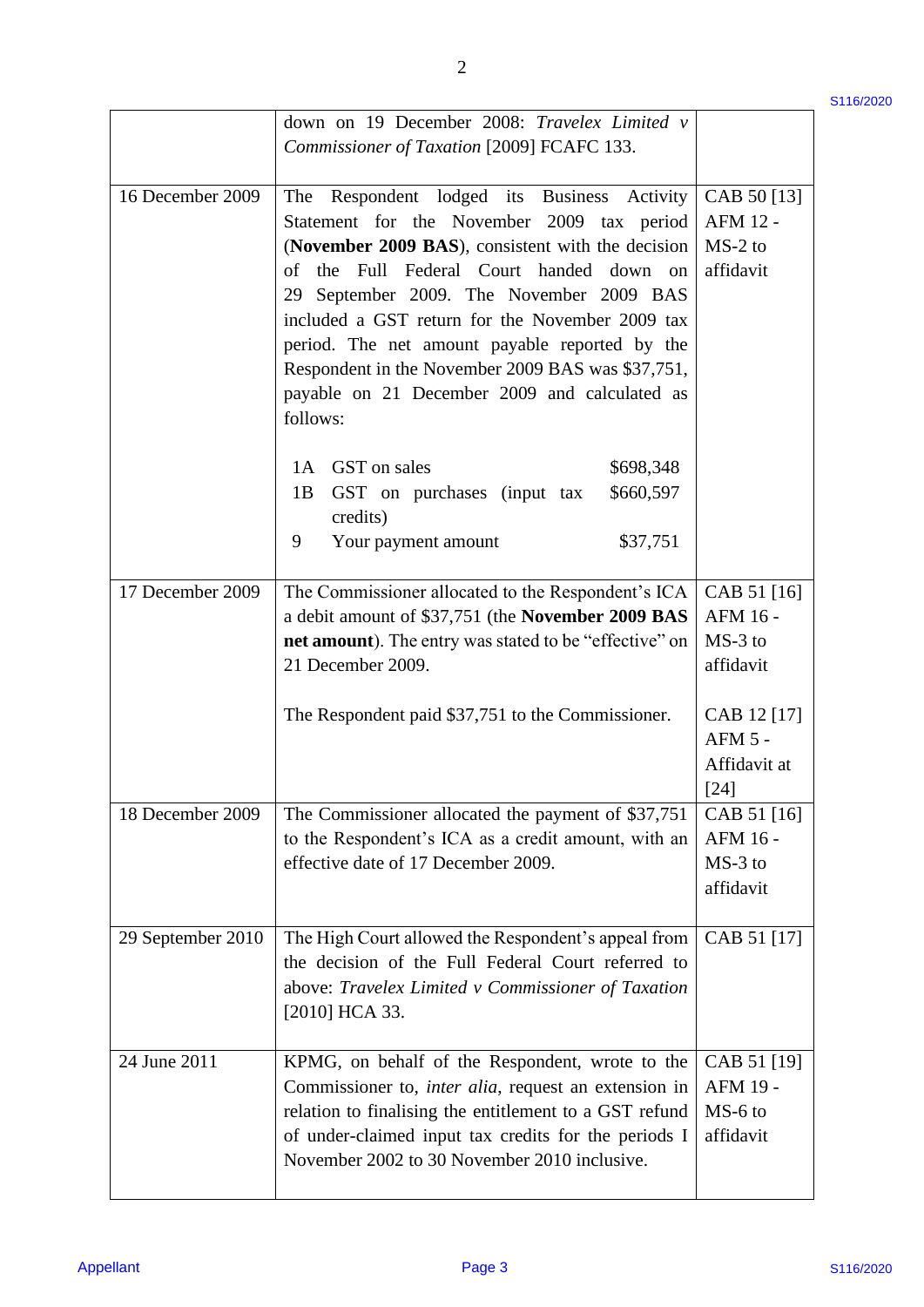| | | |
|---|---|---|
| | down on 19 December 2008: *Travelex Limited v Commissioner of Taxation* [2009] FCAFC 133. | |
| 16 December 2009 | The Respondent lodged its Business Activity Statement for the November 2009 tax period (**November 2009 BAS**), consistent with the decision of the Full Federal Court handed down on 29 September 2009. The November 2009 BAS included a GST return for the November 2009 tax period. The net amount payable reported by the Respondent in the November 2009 BAS was $37,751, payable on 21 December 2009 and calculated as follows:<br><br>1A GST on sales $698,348<br>1B GST on purchases (input tax credits) $660,597<br>9 Your payment amount $37,751 | CAB 50 [13] AFM 12 - MS-2 to affidavit |
| 17 December 2009 | The Commissioner allocated to the Respondent's ICA a debit amount of $37,751 (the **November 2009 BAS net amount**). The entry was stated to be "effective" on 21 December 2009.<br><br>The Respondent paid $37,751 to the Commissioner. | CAB 51 [16] AFM 16 - MS-3 to affidavit<br><br>CAB 12 [17] AFM 5 - Affidavit at [24] |
| 18 December 2009 | The Commissioner allocated the payment of $37,751 to the Respondent's ICA as a credit amount, with an effective date of 17 December 2009. | CAB 51 [16] AFM 16 - MS-3 to affidavit |
| 29 September 2010 | The High Court allowed the Respondent's appeal from the decision of the Full Federal Court referred to above: *Travelex Limited v Commissioner of Taxation* [2010] HCA 33. | CAB 51 [17] |
| 24 June 2011 | KPMG, on behalf of the Respondent, wrote to the Commissioner to, *inter alia*, request an extension in relation to finalising the entitlement to a GST refund of under-claimed input tax credits for the periods I November 2002 to 30 November 2010 inclusive. | CAB 51 [19] AFM 19 - MS-6 to affidavit |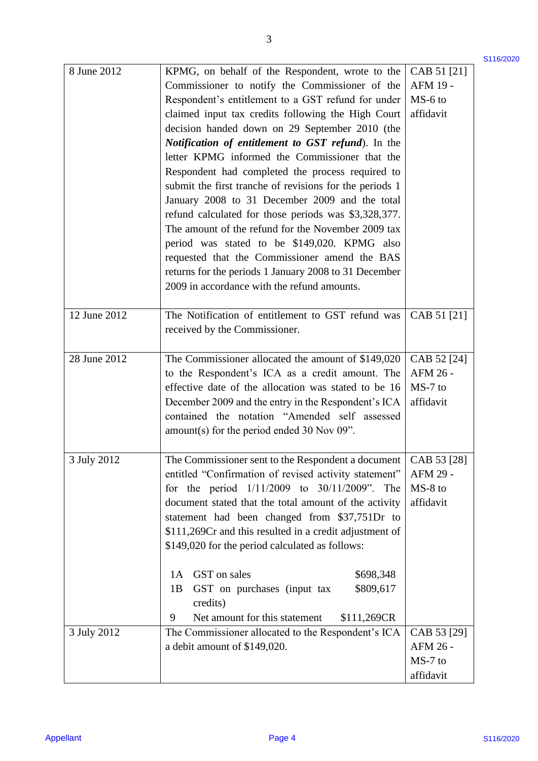| | | |
|---|---|---|
| 8 June 2012 | KPMG, on behalf of the Respondent, wrote to the Commissioner to notify the Commissioner of the Respondent's entitlement to a GST refund for under claimed input tax credits following the High Court decision handed down on 29 September 2010 (the ***Notification of entitlement to GST refund***). In the letter KPMG informed the Commissioner that the Respondent had completed the process required to submit the first tranche of revisions for the periods 1 January 2008 to 31 December 2009 and the total refund calculated for those periods was $3,328,377. The amount of the refund for the November 2009 tax period was stated to be $149,020. KPMG also requested that the Commissioner amend the BAS returns for the periods 1 January 2008 to 31 December 2009 in accordance with the refund amounts. | CAB 51 [21] AFM 19 - MS-6 to affidavit |
| 12 June 2012 | The Notification of entitlement to GST refund was received by the Commissioner. | CAB 51 [21] |
| 28 June 2012 | The Commissioner allocated the amount of $149,020 to the Respondent's ICA as a credit amount. The effective date of the allocation was stated to be 16 December 2009 and the entry in the Respondent's ICA contained the notation "Amended self assessed amount(s) for the period ended 30 Nov 09". | CAB 52 [24] AFM 26 - MS-7 to affidavit |
| 3 July 2012 | The Commissioner sent to the Respondent a document entitled "Confirmation of revised activity statement" for the period 1/11/2009 to 30/11/2009". The document stated that the total amount of the activity statement had been changed from $37,751Dr to $111,269Cr and this resulted in a credit adjustment of $149,020 for the period calculated as follows:<br><br>1A GST on sales $698,348<br>1B GST on purchases (input tax credits) $809,617<br>9 Net amount for this statement $111,269CR | CAB 53 [28] AFM 29 - MS-8 to affidavit |
| 3 July 2012 | The Commissioner allocated to the Respondent's ICA a debit amount of $149,020. | CAB 53 [29] AFM 26 - MS-7 to affidavit |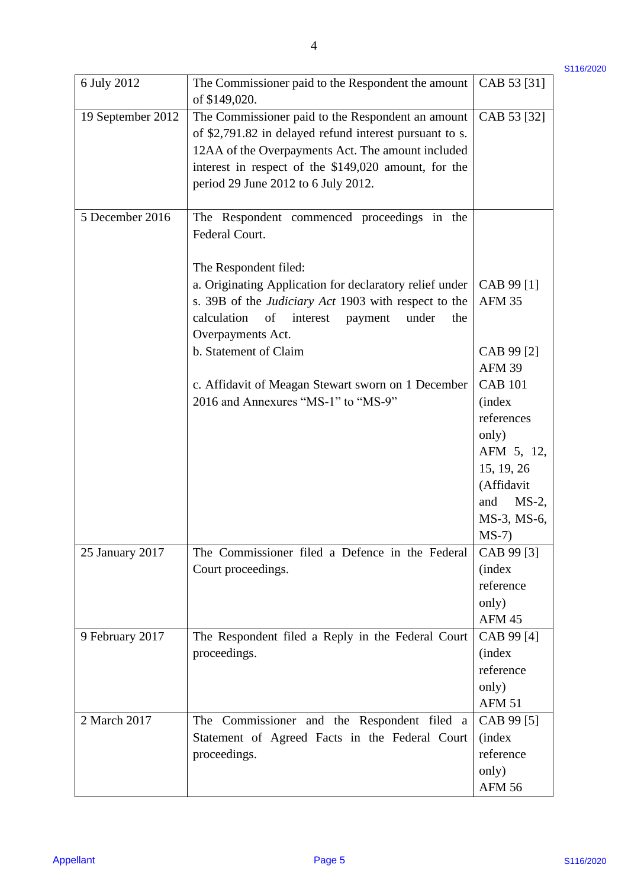| | | |
|---|---|---|
| 6 July 2012 | The Commissioner paid to the Respondent the amount of $149,020. | CAB 53 [31] |
| 19 September 2012 | The Commissioner paid to the Respondent an amount of $2,791.82 in delayed refund interest pursuant to s. 12AA of the Overpayments Act. The amount included interest in respect of the $149,020 amount, for the period 29 June 2012 to 6 July 2012. | CAB 53 [32] |
| 5 December 2016 | The Respondent commenced proceedings in the Federal Court.<br><br>The Respondent filed:<br>a. Originating Application for declaratory relief under s. 39B of the *Judiciary Act* 1903 with respect to the calculation of interest payment under the Overpayments Act.<br>b. Statement of Claim<br><br>c. Affidavit of Meagan Stewart sworn on 1 December 2016 and Annexures "MS-1" to "MS-9" | CAB 99 [1]<br>AFM 35<br><br><br>CAB 99 [2]<br>AFM 39<br>CAB 101 (index references only)<br>AFM 5, 12, 15, 19, 26 (Affidavit and MS-2, MS-3, MS-6, MS-7) |
| 25 January 2017 | The Commissioner filed a Defence in the Federal Court proceedings. | CAB 99 [3] (index reference only)<br>AFM 45 |
| 9 February 2017 | The Respondent filed a Reply in the Federal Court proceedings. | CAB 99 [4] (index reference only)<br>AFM 51 |
| 2 March 2017 | The Commissioner and the Respondent filed a Statement of Agreed Facts in the Federal Court proceedings. | CAB 99 [5] (index reference only)<br>AFM 56 |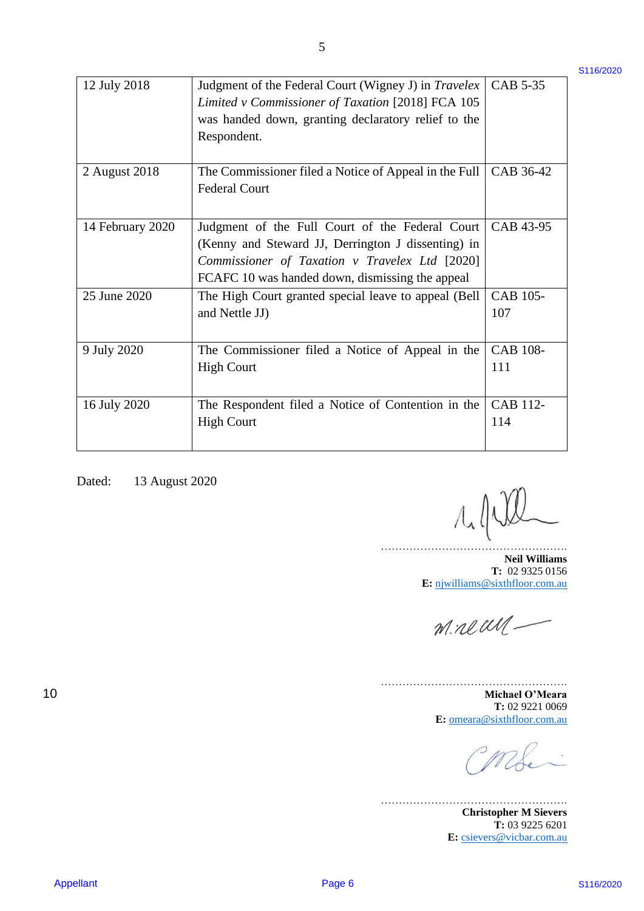| | | |
|---|---|---|
| 12 July 2018 | Judgment of the Federal Court (Wigney J) in *Travelex Limited v Commissioner of Taxation* [2018] FCA 105 was handed down, granting declaratory relief to the Respondent. | CAB 5-35 |
| 2 August 2018 | The Commissioner filed a Notice of Appeal in the Full Federal Court | CAB 36-42 |
| 14 February 2020 | Judgment of the Full Court of the Federal Court (Kenny and Steward JJ, Derrington J dissenting) in *Commissioner of Taxation v Travelex Ltd* [2020] FCAFC 10 was handed down, dismissing the appeal | CAB 43-95 |
| 25 June 2020 | The High Court granted special leave to appeal (Bell and Nettle JJ) | CAB 105-107 |
| 9 July 2020 | The Commissioner filed a Notice of Appeal in the High Court | CAB 108-111 |
| 16 July 2020 | The Respondent filed a Notice of Contention in the High Court | CAB 112-114 |

Dated: 13 August 2020

……………………………………………
**Neil Williams**
**T:** 02 9325 0156
**E:** njwilliams@sixthfloor.com.au

……………………………………………
**Michael O'Meara**
**T:** 02 9221 0069
**E:** omeara@sixthfloor.com.au

……………………………………………
**Christopher M Sievers**
**T:** 03 9225 6201
**E:** csievers@vicbar.com.au